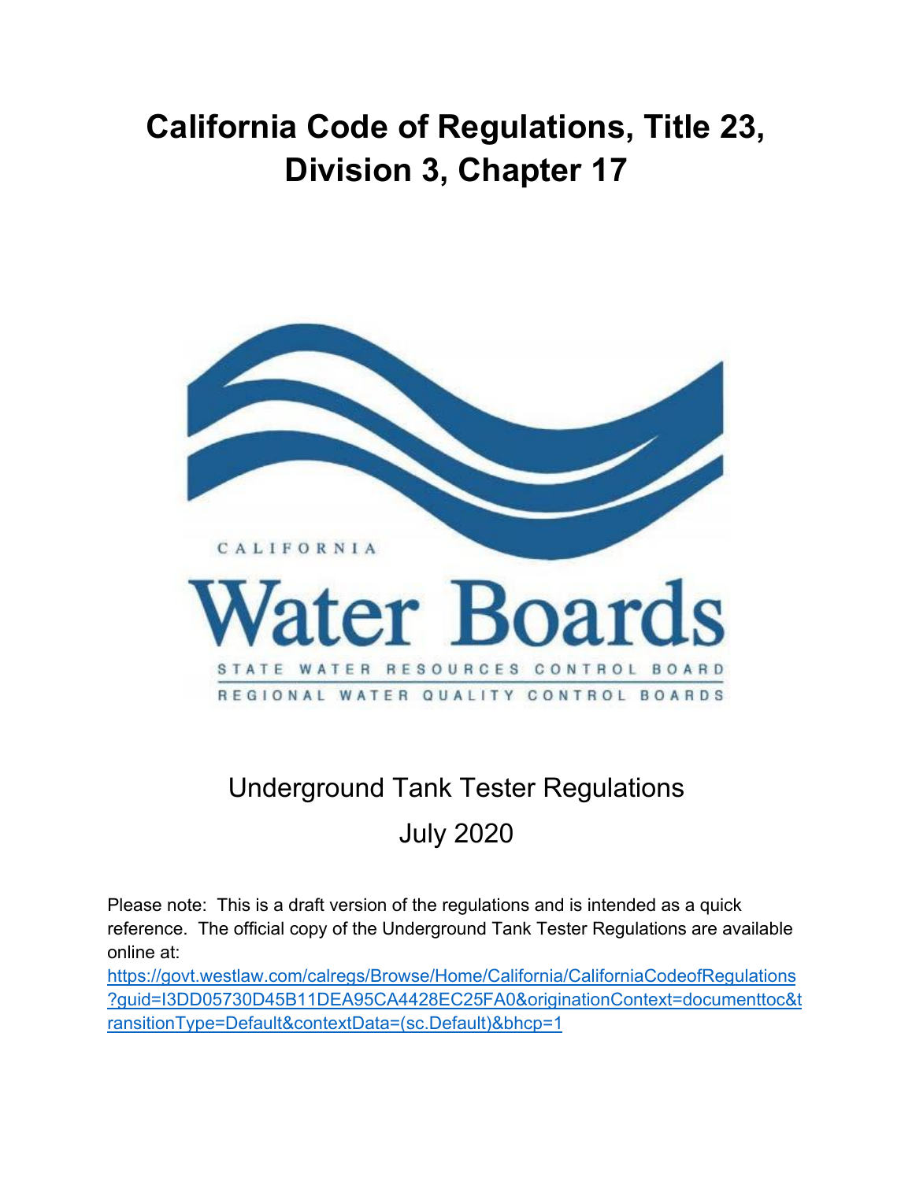# California Code of Regulations, Title 23, Division 3, Chapter 17

CALIFORNIA

Water Boards

STATE WATER RESOURCES CONTROL BOARD

REGIONAL WATER QUALITY CONTROL BOARDS

Underground Tank Tester Regulations

July 2020

Please note: This is a draft version of the regulations and is intended as a quick reference. The official copy of the Underground Tank Tester Regulations are available online at: https://govt.westlaw.com/calregs/Browse/Home/California/CaliforniaCodeofRegulations?guid=I3DD05730D45B11DEA95CA4428EC25FA0&originationContext=documenttoc&transitionType=Default&contextData=(sc.Default)&bhcp=1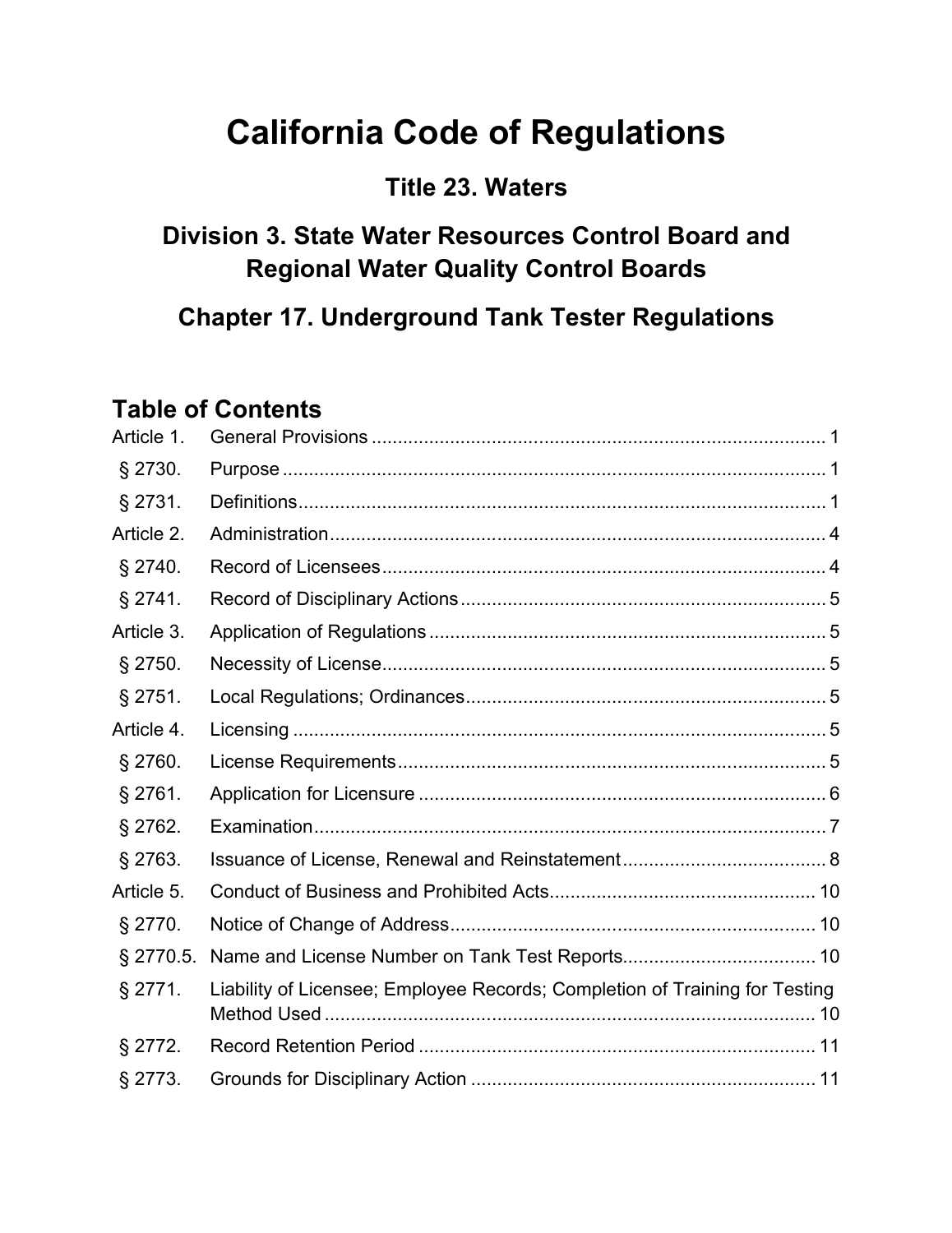# California Code of Regulations

## Title 23. Waters

## Division 3. State Water Resources Control Board and Regional Water Quality Control Boards

## Chapter 17. Underground Tank Tester Regulations

## Table of Contents

| | | |
|---|---|---|
| Article 1. | General Provisions | 1 |
| § 2730. | Purpose | 1 |
| § 2731. | Definitions | 1 |
| Article 2. | Administration | 4 |
| § 2740. | Record of Licensees | 4 |
| § 2741. | Record of Disciplinary Actions | 5 |
| Article 3. | Application of Regulations | 5 |
| § 2750. | Necessity of License | 5 |
| § 2751. | Local Regulations; Ordinances | 5 |
| Article 4. | Licensing | 5 |
| § 2760. | License Requirements | 5 |
| § 2761. | Application for Licensure | 6 |
| § 2762. | Examination | 7 |
| § 2763. | Issuance of License, Renewal and Reinstatement | 8 |
| Article 5. | Conduct of Business and Prohibited Acts | 10 |
| § 2770. | Notice of Change of Address | 10 |
| § 2770.5. | Name and License Number on Tank Test Reports | 10 |
| § 2771. | Liability of Licensee; Employee Records; Completion of Training for Testing Method Used | 10 |
| § 2772. | Record Retention Period | 11 |
| § 2773. | Grounds for Disciplinary Action | 11 |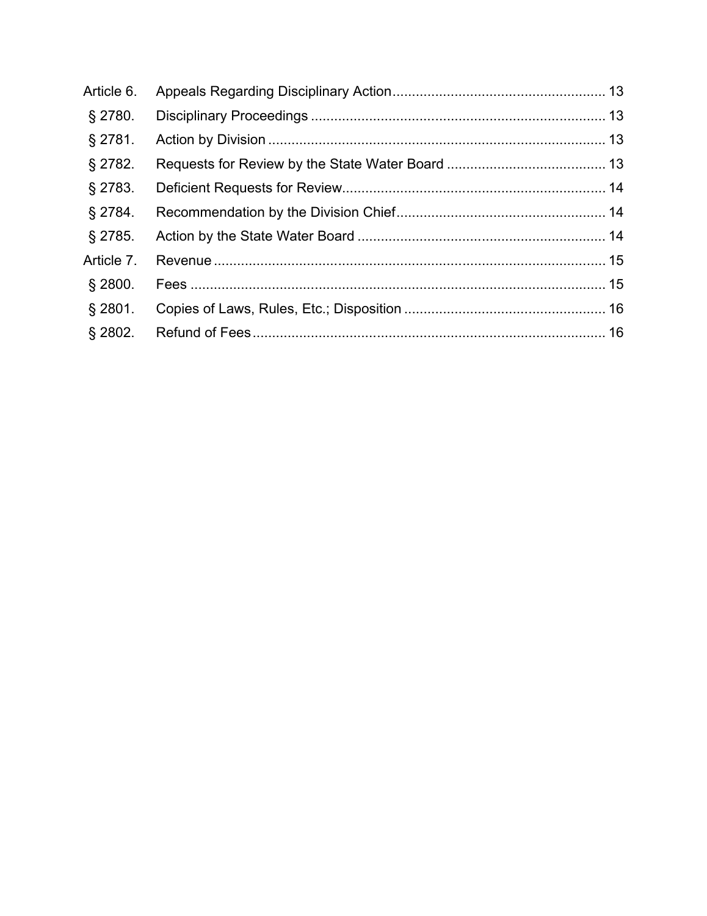| | | |
|---|---|---|
| Article 6. | Appeals Regarding Disciplinary Action | 13 |
| § 2780. | Disciplinary Proceedings | 13 |
| § 2781. | Action by Division | 13 |
| § 2782. | Requests for Review by the State Water Board | 13 |
| § 2783. | Deficient Requests for Review | 14 |
| § 2784. | Recommendation by the Division Chief | 14 |
| § 2785. | Action by the State Water Board | 14 |
| Article 7. | Revenue | 15 |
| § 2800. | Fees | 15 |
| § 2801. | Copies of Laws, Rules, Etc.; Disposition | 16 |
| § 2802. | Refund of Fees | 16 |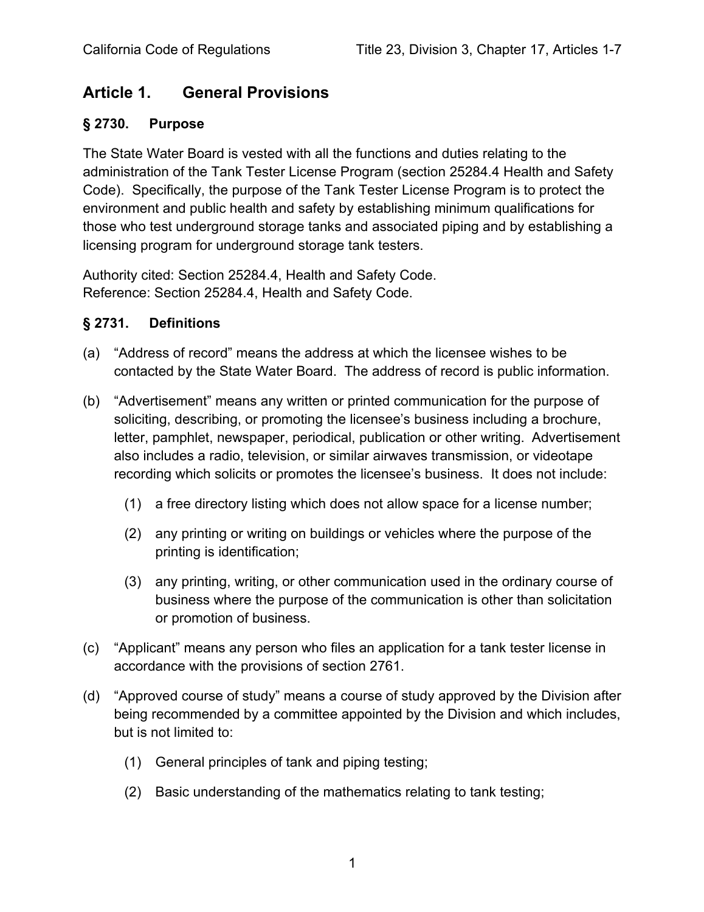## Article 1. General Provisions

### § 2730. Purpose

The State Water Board is vested with all the functions and duties relating to the administration of the Tank Tester License Program (section 25284.4 Health and Safety Code). Specifically, the purpose of the Tank Tester License Program is to protect the environment and public health and safety by establishing minimum qualifications for those who test underground storage tanks and associated piping and by establishing a licensing program for underground storage tank testers.

Authority cited: Section 25284.4, Health and Safety Code.
Reference: Section 25284.4, Health and Safety Code.

### § 2731. Definitions

(a) "Address of record" means the address at which the licensee wishes to be contacted by the State Water Board. The address of record is public information.

(b) "Advertisement" means any written or printed communication for the purpose of soliciting, describing, or promoting the licensee's business including a brochure, letter, pamphlet, newspaper, periodical, publication or other writing. Advertisement also includes a radio, television, or similar airwaves transmission, or videotape recording which solicits or promotes the licensee's business. It does not include:

(1) a free directory listing which does not allow space for a license number;

(2) any printing or writing on buildings or vehicles where the purpose of the printing is identification;

(3) any printing, writing, or other communication used in the ordinary course of business where the purpose of the communication is other than solicitation or promotion of business.

(c) "Applicant" means any person who files an application for a tank tester license in accordance with the provisions of section 2761.

(d) "Approved course of study" means a course of study approved by the Division after being recommended by a committee appointed by the Division and which includes, but is not limited to:

(1) General principles of tank and piping testing;

(2) Basic understanding of the mathematics relating to tank testing;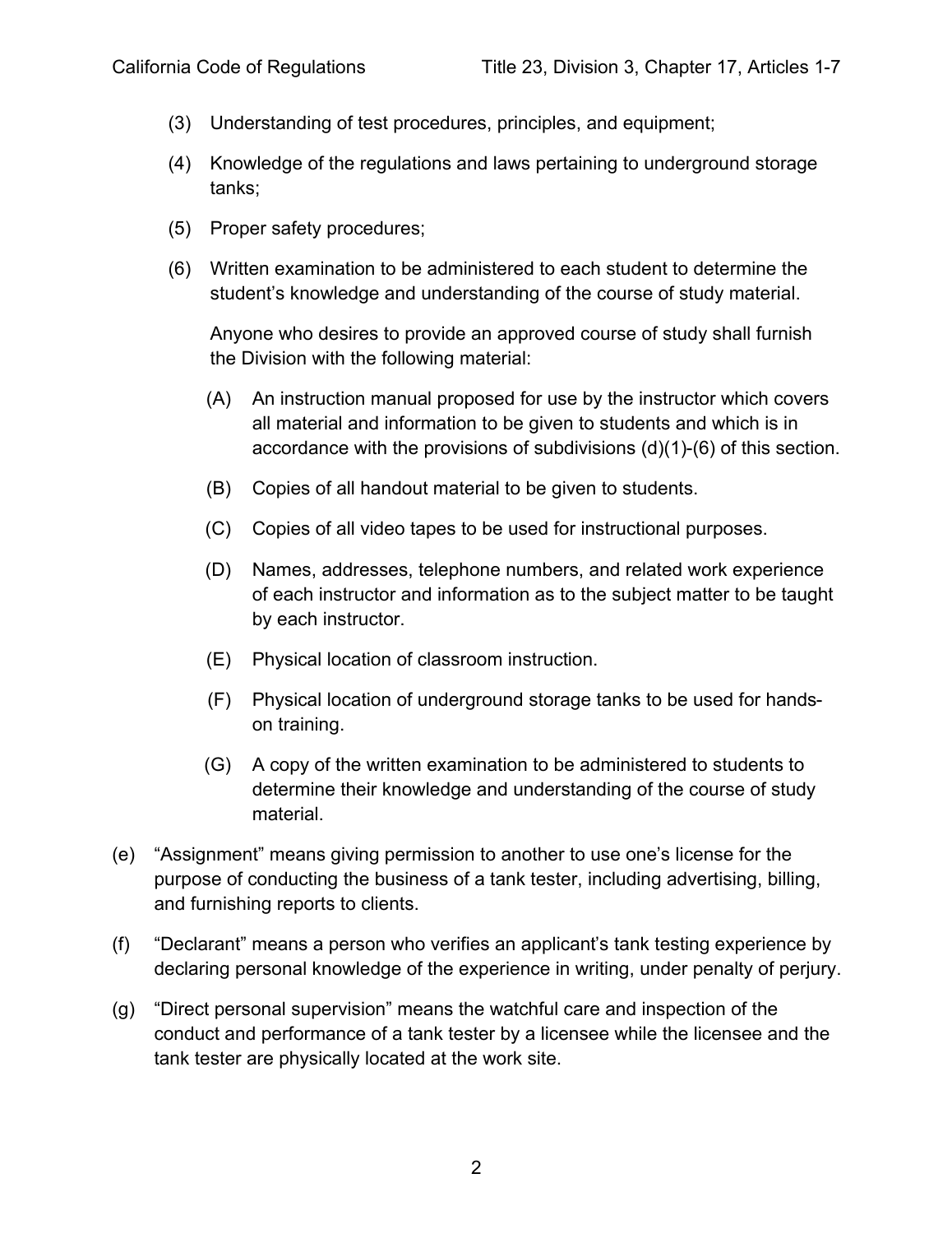(3) Understanding of test procedures, principles, and equipment;

(4) Knowledge of the regulations and laws pertaining to underground storage tanks;

(5) Proper safety procedures;

(6) Written examination to be administered to each student to determine the student's knowledge and understanding of the course of study material.

Anyone who desires to provide an approved course of study shall furnish the Division with the following material:

(A) An instruction manual proposed for use by the instructor which covers all material and information to be given to students and which is in accordance with the provisions of subdivisions (d)(1)-(6) of this section.

(B) Copies of all handout material to be given to students.

(C) Copies of all video tapes to be used for instructional purposes.

(D) Names, addresses, telephone numbers, and related work experience of each instructor and information as to the subject matter to be taught by each instructor.

(E) Physical location of classroom instruction.

(F) Physical location of underground storage tanks to be used for hands-on training.

(G) A copy of the written examination to be administered to students to determine their knowledge and understanding of the course of study material.

(e) "Assignment" means giving permission to another to use one's license for the purpose of conducting the business of a tank tester, including advertising, billing, and furnishing reports to clients.

(f) "Declarant" means a person who verifies an applicant's tank testing experience by declaring personal knowledge of the experience in writing, under penalty of perjury.

(g) "Direct personal supervision" means the watchful care and inspection of the conduct and performance of a tank tester by a licensee while the licensee and the tank tester are physically located at the work site.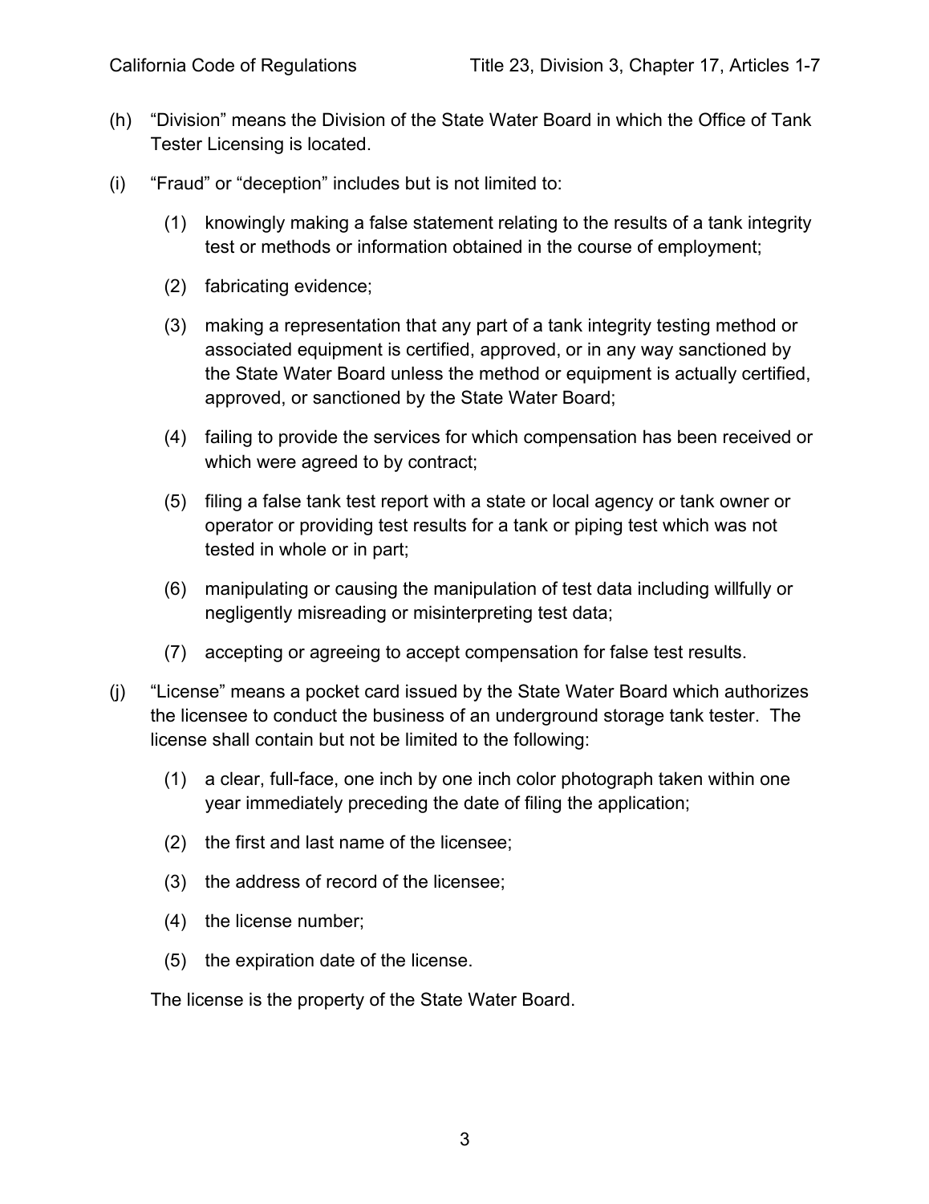(h) "Division" means the Division of the State Water Board in which the Office of Tank Tester Licensing is located.

(i) "Fraud" or "deception" includes but is not limited to:

(1) knowingly making a false statement relating to the results of a tank integrity test or methods or information obtained in the course of employment;

(2) fabricating evidence;

(3) making a representation that any part of a tank integrity testing method or associated equipment is certified, approved, or in any way sanctioned by the State Water Board unless the method or equipment is actually certified, approved, or sanctioned by the State Water Board;

(4) failing to provide the services for which compensation has been received or which were agreed to by contract;

(5) filing a false tank test report with a state or local agency or tank owner or operator or providing test results for a tank or piping test which was not tested in whole or in part;

(6) manipulating or causing the manipulation of test data including willfully or negligently misreading or misinterpreting test data;

(7) accepting or agreeing to accept compensation for false test results.

(j) "License" means a pocket card issued by the State Water Board which authorizes the licensee to conduct the business of an underground storage tank tester. The license shall contain but not be limited to the following:

(1) a clear, full-face, one inch by one inch color photograph taken within one year immediately preceding the date of filing the application;

(2) the first and last name of the licensee;

(3) the address of record of the licensee;

(4) the license number;

(5) the expiration date of the license.

The license is the property of the State Water Board.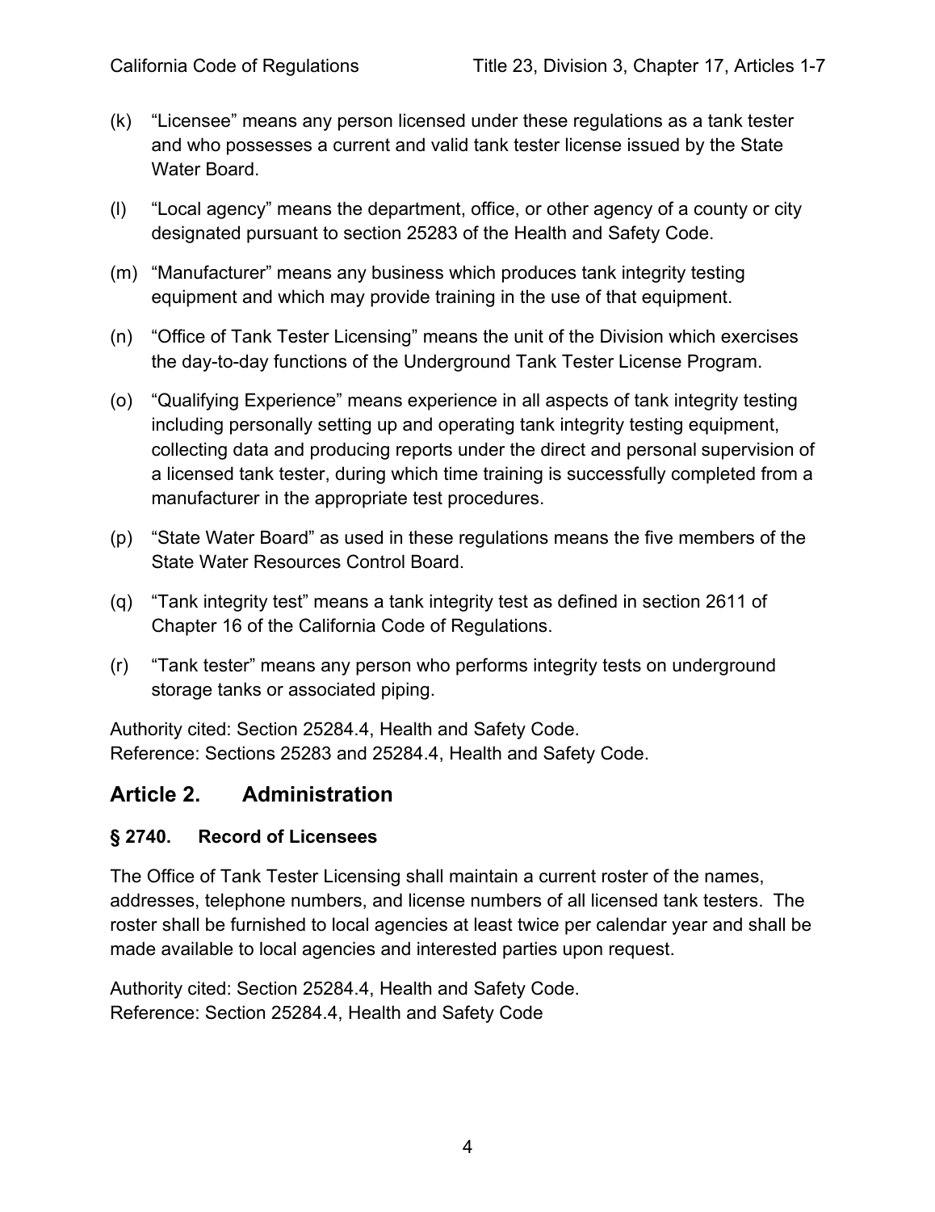(k) “Licensee” means any person licensed under these regulations as a tank tester and who possesses a current and valid tank tester license issued by the State Water Board.

(l) “Local agency” means the department, office, or other agency of a county or city designated pursuant to section 25283 of the Health and Safety Code.

(m) “Manufacturer” means any business which produces tank integrity testing equipment and which may provide training in the use of that equipment.

(n) “Office of Tank Tester Licensing” means the unit of the Division which exercises the day-to-day functions of the Underground Tank Tester License Program.

(o) “Qualifying Experience” means experience in all aspects of tank integrity testing including personally setting up and operating tank integrity testing equipment, collecting data and producing reports under the direct and personal supervision of a licensed tank tester, during which time training is successfully completed from a manufacturer in the appropriate test procedures.

(p) “State Water Board” as used in these regulations means the five members of the State Water Resources Control Board.

(q) “Tank integrity test” means a tank integrity test as defined in section 2611 of Chapter 16 of the California Code of Regulations.

(r) “Tank tester” means any person who performs integrity tests on underground storage tanks or associated piping.

Authority cited: Section 25284.4, Health and Safety Code.
Reference: Sections 25283 and 25284.4, Health and Safety Code.

## Article 2. Administration

### § 2740. Record of Licensees

The Office of Tank Tester Licensing shall maintain a current roster of the names, addresses, telephone numbers, and license numbers of all licensed tank testers. The roster shall be furnished to local agencies at least twice per calendar year and shall be made available to local agencies and interested parties upon request.

Authority cited: Section 25284.4, Health and Safety Code.
Reference: Section 25284.4, Health and Safety Code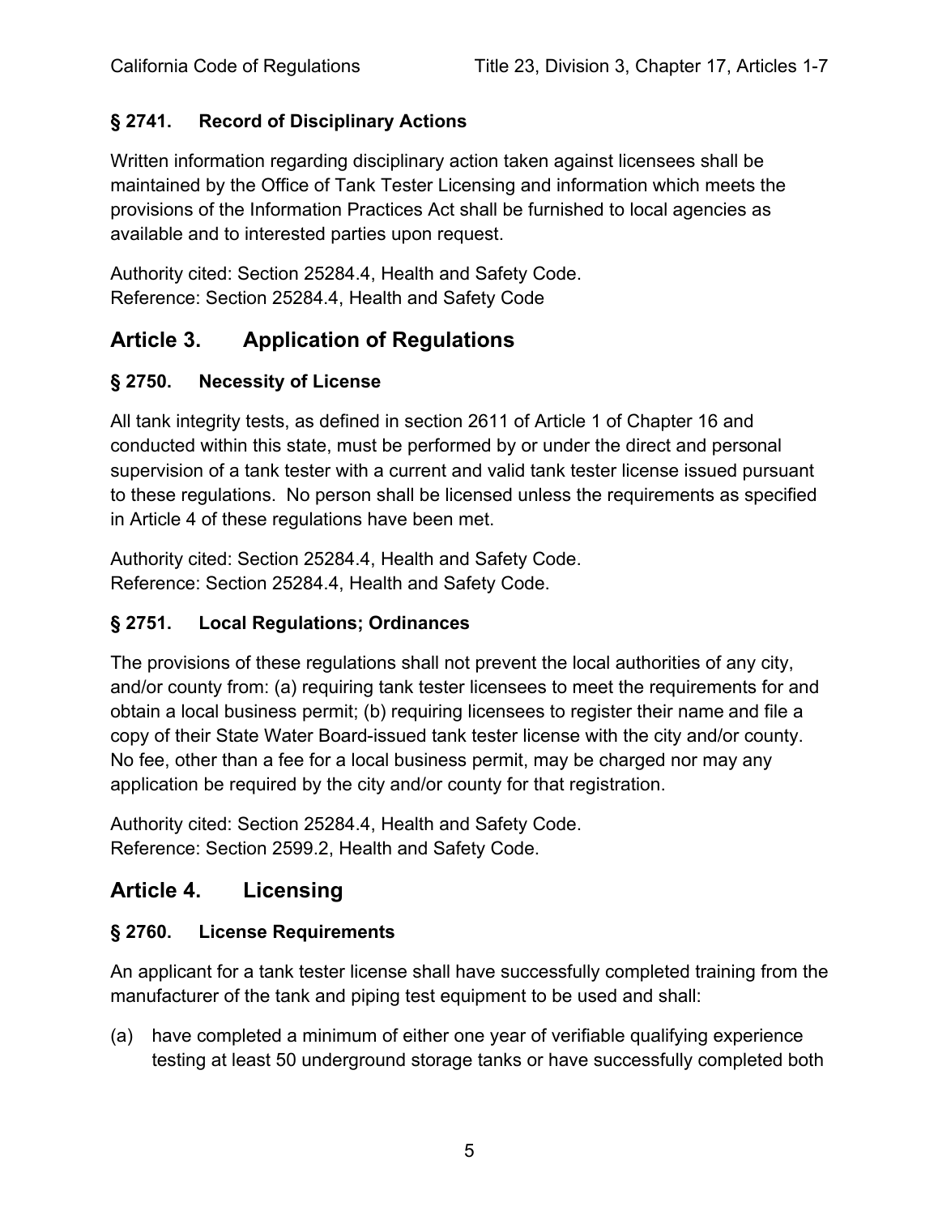### § 2741. Record of Disciplinary Actions

Written information regarding disciplinary action taken against licensees shall be maintained by the Office of Tank Tester Licensing and information which meets the provisions of the Information Practices Act shall be furnished to local agencies as available and to interested parties upon request.

Authority cited: Section 25284.4, Health and Safety Code.
Reference: Section 25284.4, Health and Safety Code

## Article 3. Application of Regulations

### § 2750. Necessity of License

All tank integrity tests, as defined in section 2611 of Article 1 of Chapter 16 and conducted within this state, must be performed by or under the direct and personal supervision of a tank tester with a current and valid tank tester license issued pursuant to these regulations. No person shall be licensed unless the requirements as specified in Article 4 of these regulations have been met.

Authority cited: Section 25284.4, Health and Safety Code.
Reference: Section 25284.4, Health and Safety Code.

### § 2751. Local Regulations; Ordinances

The provisions of these regulations shall not prevent the local authorities of any city, and/or county from: (a) requiring tank tester licensees to meet the requirements for and obtain a local business permit; (b) requiring licensees to register their name and file a copy of their State Water Board-issued tank tester license with the city and/or county. No fee, other than a fee for a local business permit, may be charged nor may any application be required by the city and/or county for that registration.

Authority cited: Section 25284.4, Health and Safety Code.
Reference: Section 2599.2, Health and Safety Code.

## Article 4. Licensing

### § 2760. License Requirements

An applicant for a tank tester license shall have successfully completed training from the manufacturer of the tank and piping test equipment to be used and shall:

(a) have completed a minimum of either one year of verifiable qualifying experience testing at least 50 underground storage tanks or have successfully completed both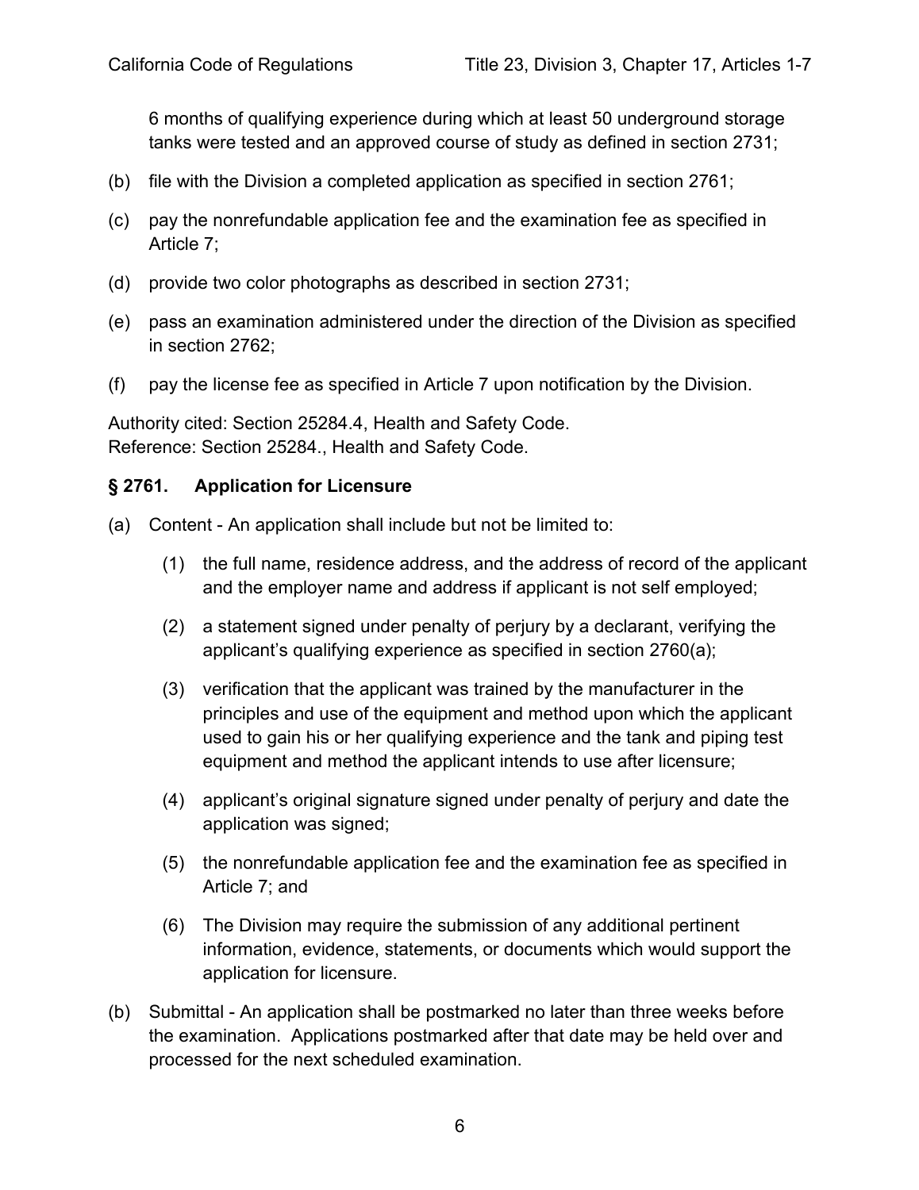6 months of qualifying experience during which at least 50 underground storage tanks were tested and an approved course of study as defined in section 2731;

(b) file with the Division a completed application as specified in section 2761;

(c) pay the nonrefundable application fee and the examination fee as specified in Article 7;

(d) provide two color photographs as described in section 2731;

(e) pass an examination administered under the direction of the Division as specified in section 2762;

(f) pay the license fee as specified in Article 7 upon notification by the Division.

Authority cited: Section 25284.4, Health and Safety Code.
Reference: Section 25284., Health and Safety Code.

### § 2761. Application for Licensure

(a) Content - An application shall include but not be limited to:

  (1) the full name, residence address, and the address of record of the applicant and the employer name and address if applicant is not self employed;

  (2) a statement signed under penalty of perjury by a declarant, verifying the applicant's qualifying experience as specified in section 2760(a);

  (3) verification that the applicant was trained by the manufacturer in the principles and use of the equipment and method upon which the applicant used to gain his or her qualifying experience and the tank and piping test equipment and method the applicant intends to use after licensure;

  (4) applicant's original signature signed under penalty of perjury and date the application was signed;

  (5) the nonrefundable application fee and the examination fee as specified in Article 7; and

  (6) The Division may require the submission of any additional pertinent information, evidence, statements, or documents which would support the application for licensure.

(b) Submittal - An application shall be postmarked no later than three weeks before the examination. Applications postmarked after that date may be held over and processed for the next scheduled examination.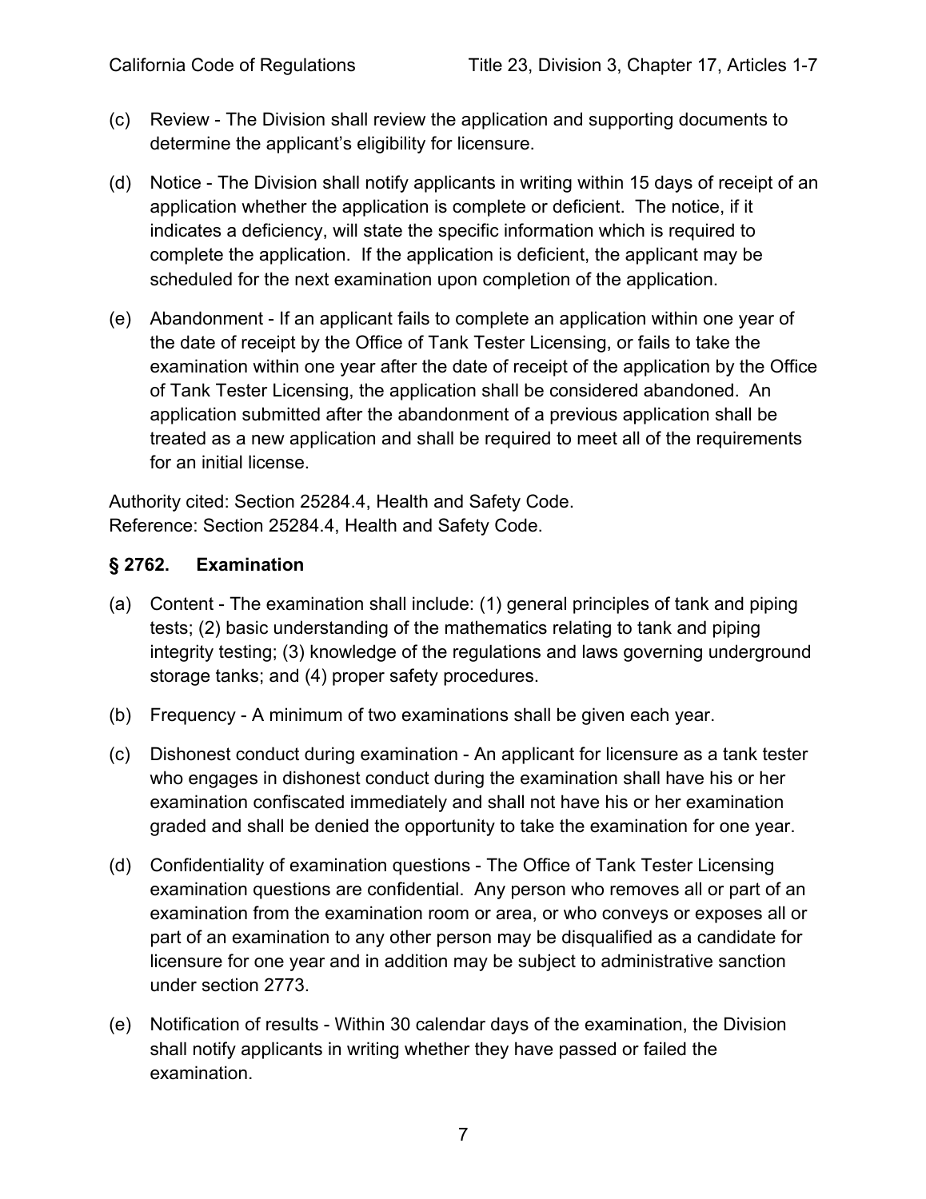(c) Review - The Division shall review the application and supporting documents to determine the applicant's eligibility for licensure.

(d) Notice - The Division shall notify applicants in writing within 15 days of receipt of an application whether the application is complete or deficient. The notice, if it indicates a deficiency, will state the specific information which is required to complete the application. If the application is deficient, the applicant may be scheduled for the next examination upon completion of the application.

(e) Abandonment - If an applicant fails to complete an application within one year of the date of receipt by the Office of Tank Tester Licensing, or fails to take the examination within one year after the date of receipt of the application by the Office of Tank Tester Licensing, the application shall be considered abandoned. An application submitted after the abandonment of a previous application shall be treated as a new application and shall be required to meet all of the requirements for an initial license.

Authority cited: Section 25284.4, Health and Safety Code.
Reference: Section 25284.4, Health and Safety Code.

### § 2762. Examination

(a) Content - The examination shall include: (1) general principles of tank and piping tests; (2) basic understanding of the mathematics relating to tank and piping integrity testing; (3) knowledge of the regulations and laws governing underground storage tanks; and (4) proper safety procedures.

(b) Frequency - A minimum of two examinations shall be given each year.

(c) Dishonest conduct during examination - An applicant for licensure as a tank tester who engages in dishonest conduct during the examination shall have his or her examination confiscated immediately and shall not have his or her examination graded and shall be denied the opportunity to take the examination for one year.

(d) Confidentiality of examination questions - The Office of Tank Tester Licensing examination questions are confidential. Any person who removes all or part of an examination from the examination room or area, or who conveys or exposes all or part of an examination to any other person may be disqualified as a candidate for licensure for one year and in addition may be subject to administrative sanction under section 2773.

(e) Notification of results - Within 30 calendar days of the examination, the Division shall notify applicants in writing whether they have passed or failed the examination.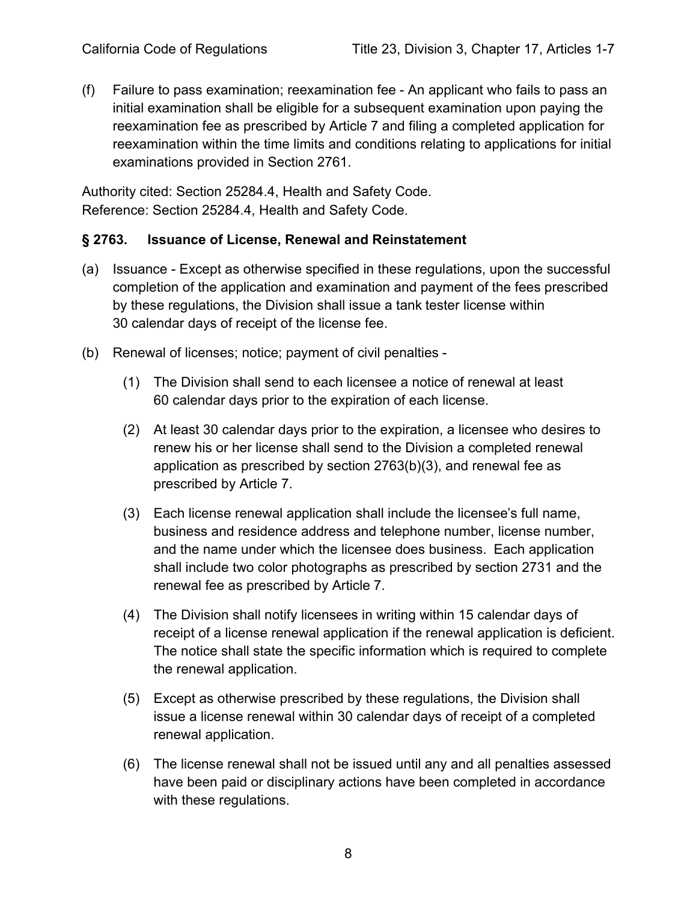(f) Failure to pass examination; reexamination fee - An applicant who fails to pass an initial examination shall be eligible for a subsequent examination upon paying the reexamination fee as prescribed by Article 7 and filing a completed application for reexamination within the time limits and conditions relating to applications for initial examinations provided in Section 2761.

Authority cited: Section 25284.4, Health and Safety Code.
Reference: Section 25284.4, Health and Safety Code.

### § 2763. Issuance of License, Renewal and Reinstatement

(a) Issuance - Except as otherwise specified in these regulations, upon the successful completion of the application and examination and payment of the fees prescribed by these regulations, the Division shall issue a tank tester license within 30 calendar days of receipt of the license fee.

(b) Renewal of licenses; notice; payment of civil penalties -

   (1) The Division shall send to each licensee a notice of renewal at least 60 calendar days prior to the expiration of each license.

   (2) At least 30 calendar days prior to the expiration, a licensee who desires to renew his or her license shall send to the Division a completed renewal application as prescribed by section 2763(b)(3), and renewal fee as prescribed by Article 7.

   (3) Each license renewal application shall include the licensee's full name, business and residence address and telephone number, license number, and the name under which the licensee does business. Each application shall include two color photographs as prescribed by section 2731 and the renewal fee as prescribed by Article 7.

   (4) The Division shall notify licensees in writing within 15 calendar days of receipt of a license renewal application if the renewal application is deficient. The notice shall state the specific information which is required to complete the renewal application.

   (5) Except as otherwise prescribed by these regulations, the Division shall issue a license renewal within 30 calendar days of receipt of a completed renewal application.

   (6) The license renewal shall not be issued until any and all penalties assessed have been paid or disciplinary actions have been completed in accordance with these regulations.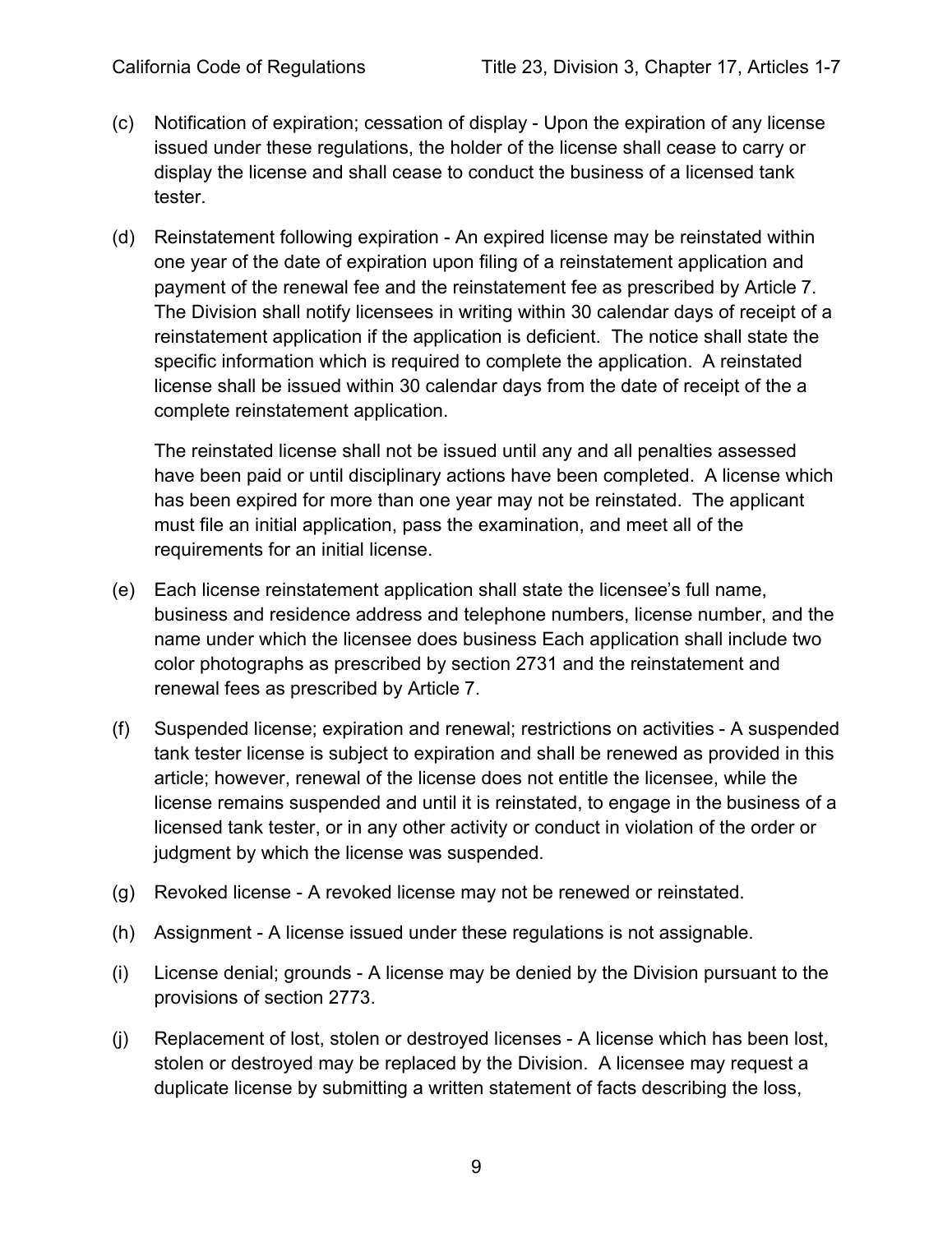(c) Notification of expiration; cessation of display - Upon the expiration of any license issued under these regulations, the holder of the license shall cease to carry or display the license and shall cease to conduct the business of a licensed tank tester.

(d) Reinstatement following expiration - An expired license may be reinstated within one year of the date of expiration upon filing of a reinstatement application and payment of the renewal fee and the reinstatement fee as prescribed by Article 7. The Division shall notify licensees in writing within 30 calendar days of receipt of a reinstatement application if the application is deficient. The notice shall state the specific information which is required to complete the application. A reinstated license shall be issued within 30 calendar days from the date of receipt of the a complete reinstatement application.

The reinstated license shall not be issued until any and all penalties assessed have been paid or until disciplinary actions have been completed. A license which has been expired for more than one year may not be reinstated. The applicant must file an initial application, pass the examination, and meet all of the requirements for an initial license.

(e) Each license reinstatement application shall state the licensee's full name, business and residence address and telephone numbers, license number, and the name under which the licensee does business Each application shall include two color photographs as prescribed by section 2731 and the reinstatement and renewal fees as prescribed by Article 7.

(f) Suspended license; expiration and renewal; restrictions on activities - A suspended tank tester license is subject to expiration and shall be renewed as provided in this article; however, renewal of the license does not entitle the licensee, while the license remains suspended and until it is reinstated, to engage in the business of a licensed tank tester, or in any other activity or conduct in violation of the order or judgment by which the license was suspended.

(g) Revoked license - A revoked license may not be renewed or reinstated.

(h) Assignment - A license issued under these regulations is not assignable.

(i) License denial; grounds - A license may be denied by the Division pursuant to the provisions of section 2773.

(j) Replacement of lost, stolen or destroyed licenses - A license which has been lost, stolen or destroyed may be replaced by the Division. A licensee may request a duplicate license by submitting a written statement of facts describing the loss,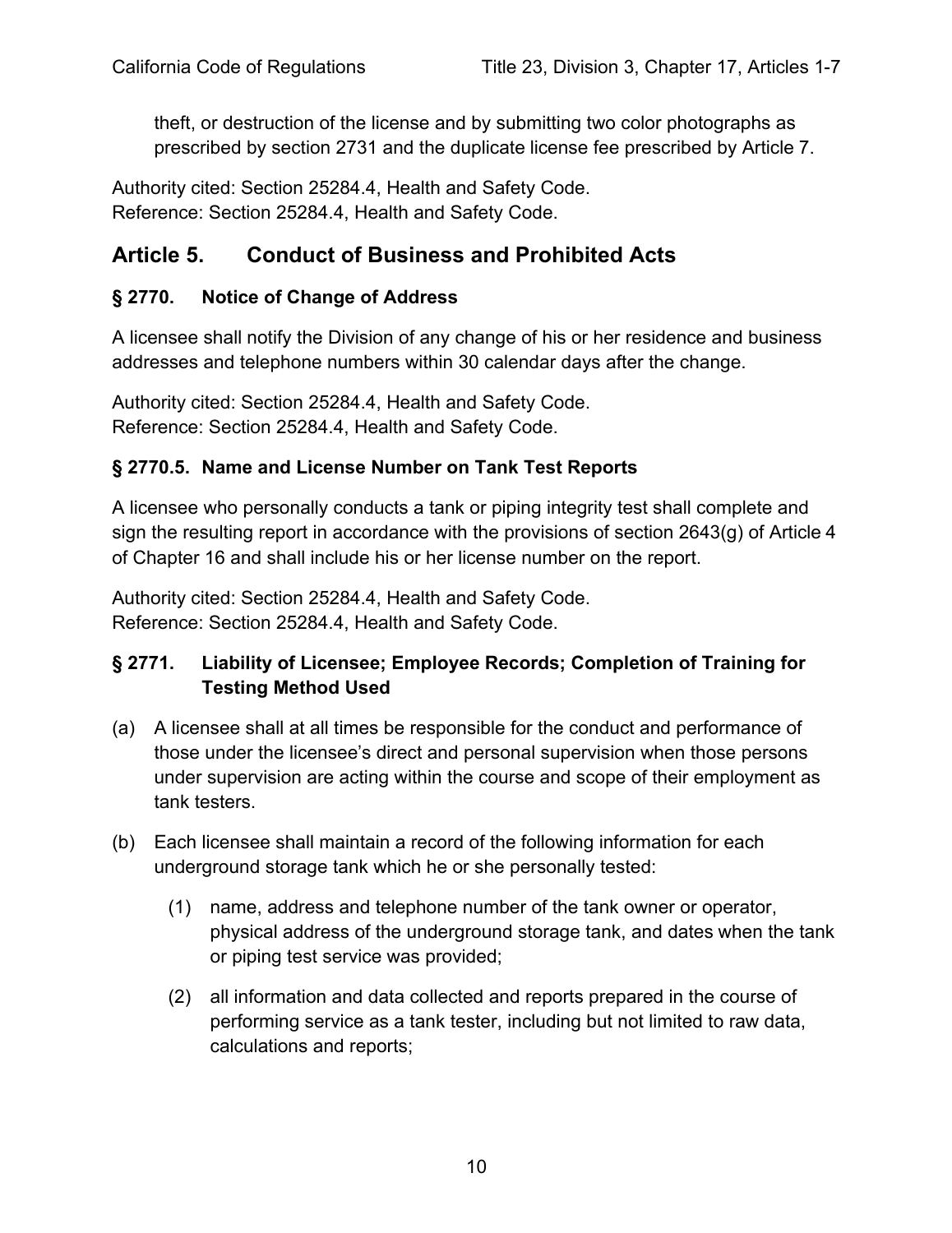theft, or destruction of the license and by submitting two color photographs as prescribed by section 2731 and the duplicate license fee prescribed by Article 7.

Authority cited: Section 25284.4, Health and Safety Code.
Reference: Section 25284.4, Health and Safety Code.

## Article 5. Conduct of Business and Prohibited Acts

### § 2770. Notice of Change of Address

A licensee shall notify the Division of any change of his or her residence and business addresses and telephone numbers within 30 calendar days after the change.

Authority cited: Section 25284.4, Health and Safety Code.
Reference: Section 25284.4, Health and Safety Code.

### § 2770.5. Name and License Number on Tank Test Reports

A licensee who personally conducts a tank or piping integrity test shall complete and sign the resulting report in accordance with the provisions of section 2643(g) of Article 4 of Chapter 16 and shall include his or her license number on the report.

Authority cited: Section 25284.4, Health and Safety Code.
Reference: Section 25284.4, Health and Safety Code.

### § 2771. Liability of Licensee; Employee Records; Completion of Training for Testing Method Used

(a) A licensee shall at all times be responsible for the conduct and performance of those under the licensee's direct and personal supervision when those persons under supervision are acting within the course and scope of their employment as tank testers.

(b) Each licensee shall maintain a record of the following information for each underground storage tank which he or she personally tested:

  (1) name, address and telephone number of the tank owner or operator, physical address of the underground storage tank, and dates when the tank or piping test service was provided;

  (2) all information and data collected and reports prepared in the course of performing service as a tank tester, including but not limited to raw data, calculations and reports;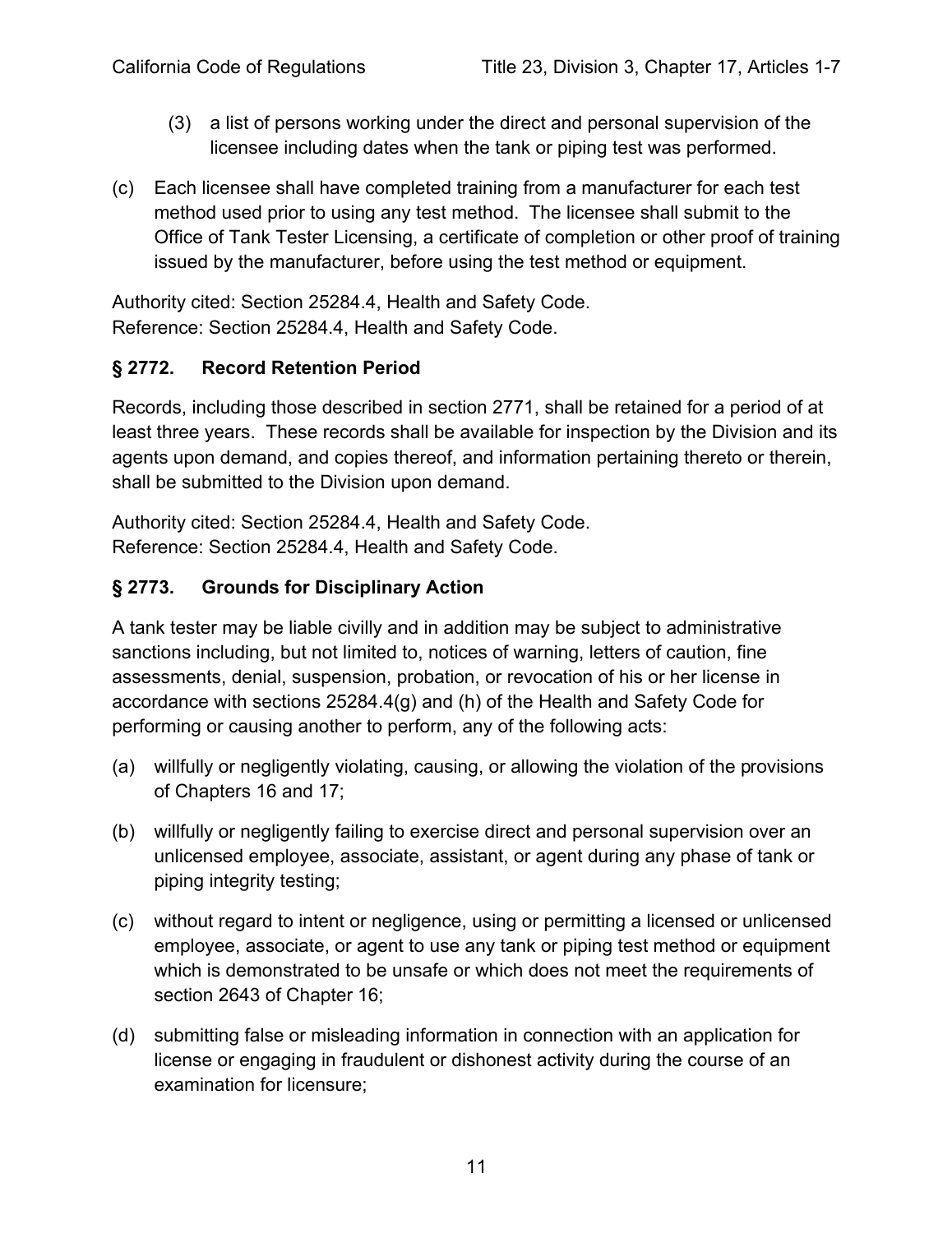(3) a list of persons working under the direct and personal supervision of the licensee including dates when the tank or piping test was performed.

(c) Each licensee shall have completed training from a manufacturer for each test method used prior to using any test method. The licensee shall submit to the Office of Tank Tester Licensing, a certificate of completion or other proof of training issued by the manufacturer, before using the test method or equipment.

Authority cited: Section 25284.4, Health and Safety Code.
Reference: Section 25284.4, Health and Safety Code.

### § 2772. Record Retention Period

Records, including those described in section 2771, shall be retained for a period of at least three years. These records shall be available for inspection by the Division and its agents upon demand, and copies thereof, and information pertaining thereto or therein, shall be submitted to the Division upon demand.

Authority cited: Section 25284.4, Health and Safety Code.
Reference: Section 25284.4, Health and Safety Code.

### § 2773. Grounds for Disciplinary Action

A tank tester may be liable civilly and in addition may be subject to administrative sanctions including, but not limited to, notices of warning, letters of caution, fine assessments, denial, suspension, probation, or revocation of his or her license in accordance with sections 25284.4(g) and (h) of the Health and Safety Code for performing or causing another to perform, any of the following acts:

(a) willfully or negligently violating, causing, or allowing the violation of the provisions of Chapters 16 and 17;

(b) willfully or negligently failing to exercise direct and personal supervision over an unlicensed employee, associate, assistant, or agent during any phase of tank or piping integrity testing;

(c) without regard to intent or negligence, using or permitting a licensed or unlicensed employee, associate, or agent to use any tank or piping test method or equipment which is demonstrated to be unsafe or which does not meet the requirements of section 2643 of Chapter 16;

(d) submitting false or misleading information in connection with an application for license or engaging in fraudulent or dishonest activity during the course of an examination for licensure;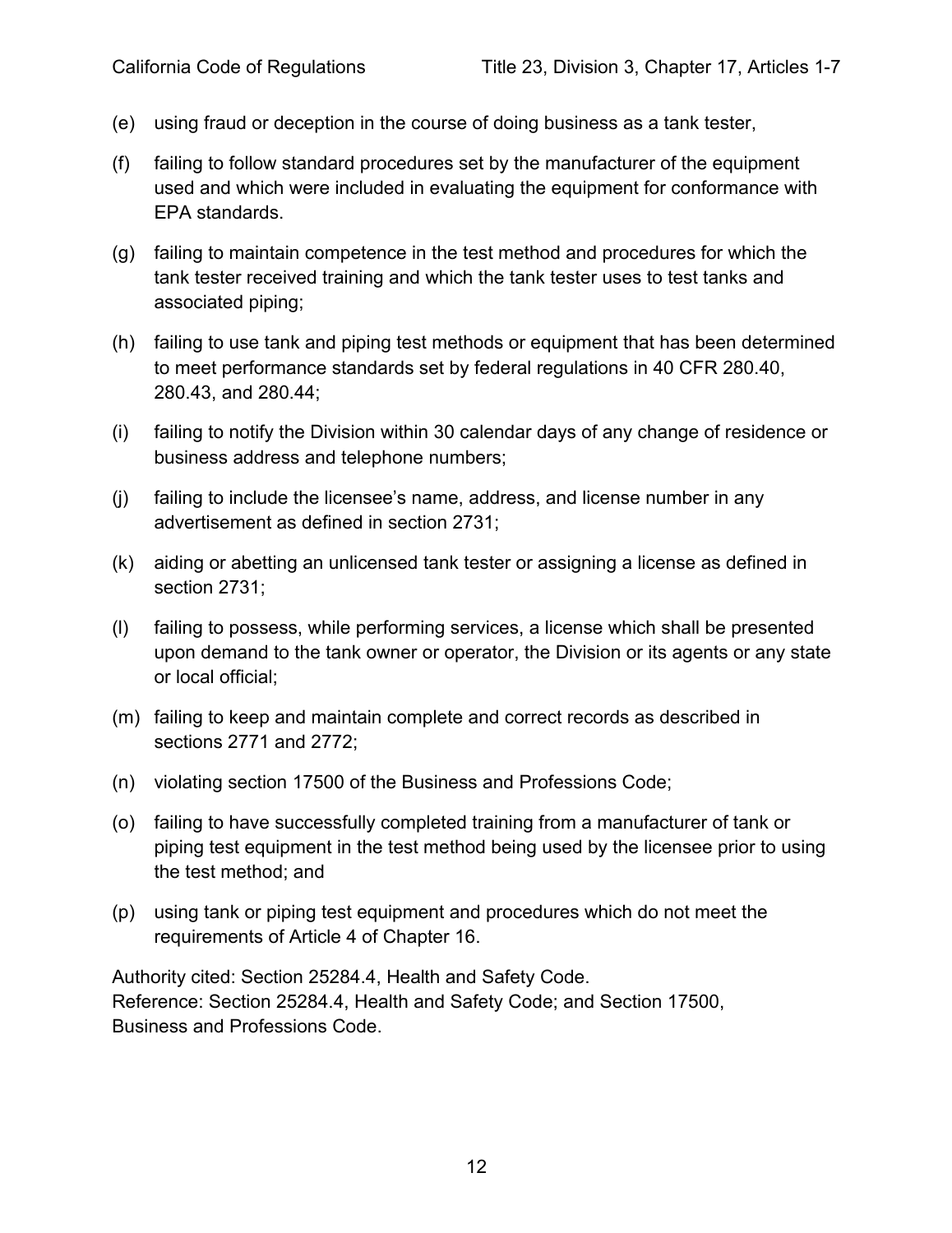(e) using fraud or deception in the course of doing business as a tank tester,

(f) failing to follow standard procedures set by the manufacturer of the equipment used and which were included in evaluating the equipment for conformance with EPA standards.

(g) failing to maintain competence in the test method and procedures for which the tank tester received training and which the tank tester uses to test tanks and associated piping;

(h) failing to use tank and piping test methods or equipment that has been determined to meet performance standards set by federal regulations in 40 CFR 280.40, 280.43, and 280.44;

(i) failing to notify the Division within 30 calendar days of any change of residence or business address and telephone numbers;

(j) failing to include the licensee's name, address, and license number in any advertisement as defined in section 2731;

(k) aiding or abetting an unlicensed tank tester or assigning a license as defined in section 2731;

(l) failing to possess, while performing services, a license which shall be presented upon demand to the tank owner or operator, the Division or its agents or any state or local official;

(m) failing to keep and maintain complete and correct records as described in sections 2771 and 2772;

(n) violating section 17500 of the Business and Professions Code;

(o) failing to have successfully completed training from a manufacturer of tank or piping test equipment in the test method being used by the licensee prior to using the test method; and

(p) using tank or piping test equipment and procedures which do not meet the requirements of Article 4 of Chapter 16.

Authority cited: Section 25284.4, Health and Safety Code.
Reference: Section 25284.4, Health and Safety Code; and Section 17500, Business and Professions Code.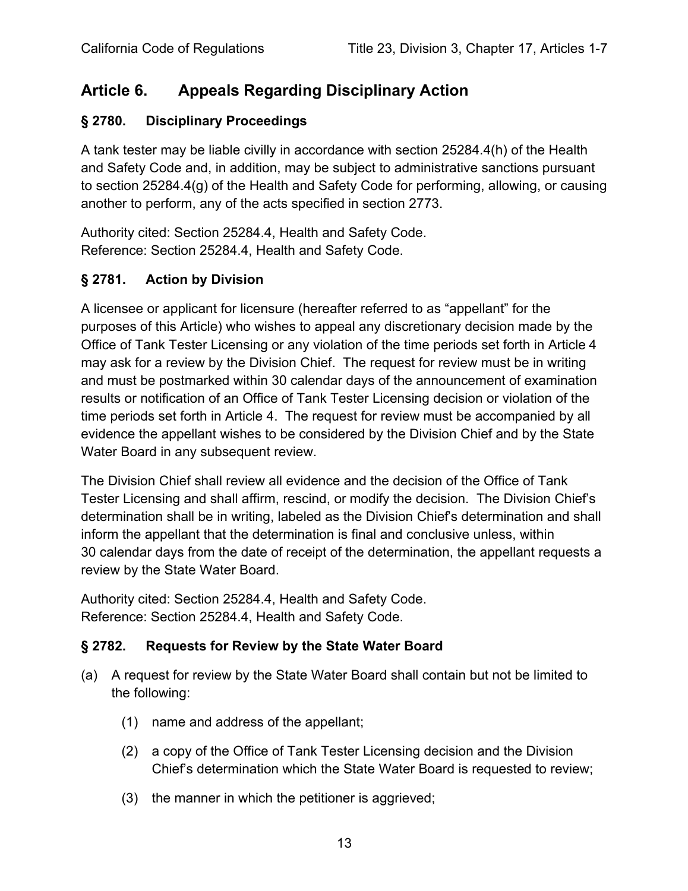## Article 6. Appeals Regarding Disciplinary Action

### § 2780. Disciplinary Proceedings

A tank tester may be liable civilly in accordance with section 25284.4(h) of the Health and Safety Code and, in addition, may be subject to administrative sanctions pursuant to section 25284.4(g) of the Health and Safety Code for performing, allowing, or causing another to perform, any of the acts specified in section 2773.

Authority cited: Section 25284.4, Health and Safety Code.
Reference: Section 25284.4, Health and Safety Code.

### § 2781. Action by Division

A licensee or applicant for licensure (hereafter referred to as "appellant" for the purposes of this Article) who wishes to appeal any discretionary decision made by the Office of Tank Tester Licensing or any violation of the time periods set forth in Article 4 may ask for a review by the Division Chief. The request for review must be in writing and must be postmarked within 30 calendar days of the announcement of examination results or notification of an Office of Tank Tester Licensing decision or violation of the time periods set forth in Article 4. The request for review must be accompanied by all evidence the appellant wishes to be considered by the Division Chief and by the State Water Board in any subsequent review.

The Division Chief shall review all evidence and the decision of the Office of Tank Tester Licensing and shall affirm, rescind, or modify the decision. The Division Chief's determination shall be in writing, labeled as the Division Chief's determination and shall inform the appellant that the determination is final and conclusive unless, within 30 calendar days from the date of receipt of the determination, the appellant requests a review by the State Water Board.

Authority cited: Section 25284.4, Health and Safety Code.
Reference: Section 25284.4, Health and Safety Code.

### § 2782. Requests for Review by the State Water Board

(a) A request for review by the State Water Board shall contain but not be limited to the following:

   (1) name and address of the appellant;

   (2) a copy of the Office of Tank Tester Licensing decision and the Division Chief's determination which the State Water Board is requested to review;

   (3) the manner in which the petitioner is aggrieved;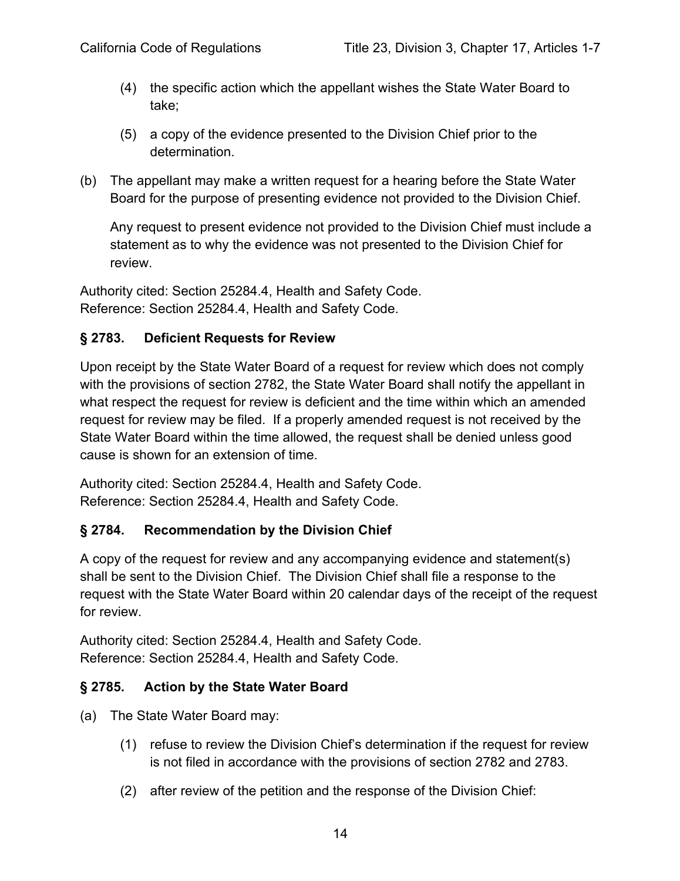(4) the specific action which the appellant wishes the State Water Board to take;

(5) a copy of the evidence presented to the Division Chief prior to the determination.

(b) The appellant may make a written request for a hearing before the State Water Board for the purpose of presenting evidence not provided to the Division Chief.

Any request to present evidence not provided to the Division Chief must include a statement as to why the evidence was not presented to the Division Chief for review.

Authority cited: Section 25284.4, Health and Safety Code.
Reference: Section 25284.4, Health and Safety Code.

### § 2783. Deficient Requests for Review

Upon receipt by the State Water Board of a request for review which does not comply with the provisions of section 2782, the State Water Board shall notify the appellant in what respect the request for review is deficient and the time within which an amended request for review may be filed. If a properly amended request is not received by the State Water Board within the time allowed, the request shall be denied unless good cause is shown for an extension of time.

Authority cited: Section 25284.4, Health and Safety Code.
Reference: Section 25284.4, Health and Safety Code.

### § 2784. Recommendation by the Division Chief

A copy of the request for review and any accompanying evidence and statement(s) shall be sent to the Division Chief. The Division Chief shall file a response to the request with the State Water Board within 20 calendar days of the receipt of the request for review.

Authority cited: Section 25284.4, Health and Safety Code.
Reference: Section 25284.4, Health and Safety Code.

### § 2785. Action by the State Water Board

(a) The State Water Board may:

(1) refuse to review the Division Chief's determination if the request for review is not filed in accordance with the provisions of section 2782 and 2783.

(2) after review of the petition and the response of the Division Chief: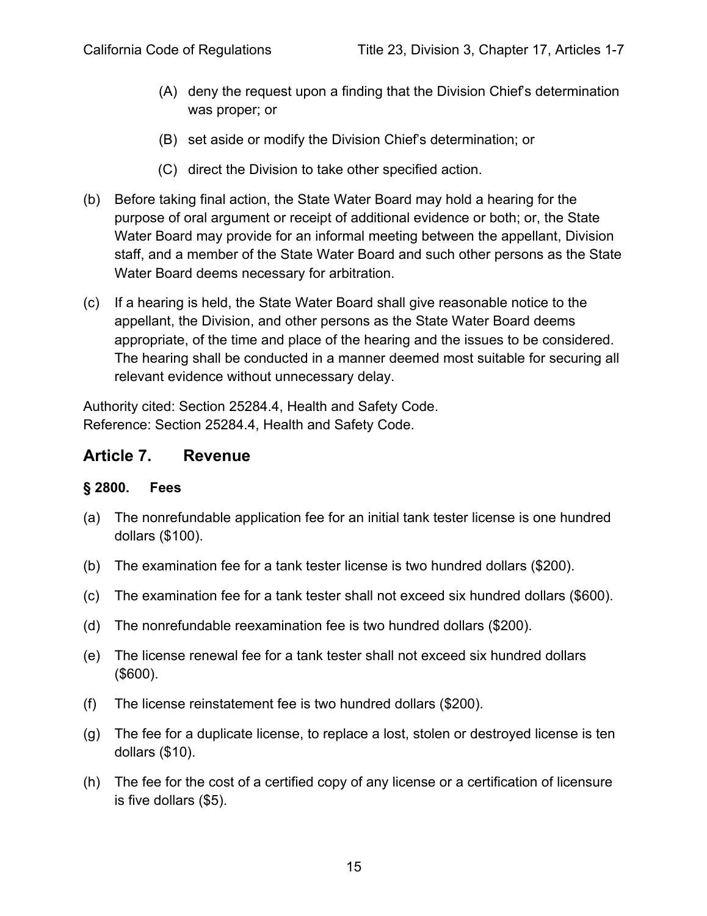(A) deny the request upon a finding that the Division Chief's determination was proper; or

(B) set aside or modify the Division Chief's determination; or

(C) direct the Division to take other specified action.

(b) Before taking final action, the State Water Board may hold a hearing for the purpose of oral argument or receipt of additional evidence or both; or, the State Water Board may provide for an informal meeting between the appellant, Division staff, and a member of the State Water Board and such other persons as the State Water Board deems necessary for arbitration.

(c) If a hearing is held, the State Water Board shall give reasonable notice to the appellant, the Division, and other persons as the State Water Board deems appropriate, of the time and place of the hearing and the issues to be considered. The hearing shall be conducted in a manner deemed most suitable for securing all relevant evidence without unnecessary delay.

Authority cited: Section 25284.4, Health and Safety Code.
Reference: Section 25284.4, Health and Safety Code.

## Article 7. Revenue

### § 2800. Fees

(a) The nonrefundable application fee for an initial tank tester license is one hundred dollars ($100).

(b) The examination fee for a tank tester license is two hundred dollars ($200).

(c) The examination fee for a tank tester shall not exceed six hundred dollars ($600).

(d) The nonrefundable reexamination fee is two hundred dollars ($200).

(e) The license renewal fee for a tank tester shall not exceed six hundred dollars ($600).

(f) The license reinstatement fee is two hundred dollars ($200).

(g) The fee for a duplicate license, to replace a lost, stolen or destroyed license is ten dollars ($10).

(h) The fee for the cost of a certified copy of any license or a certification of licensure is five dollars ($5).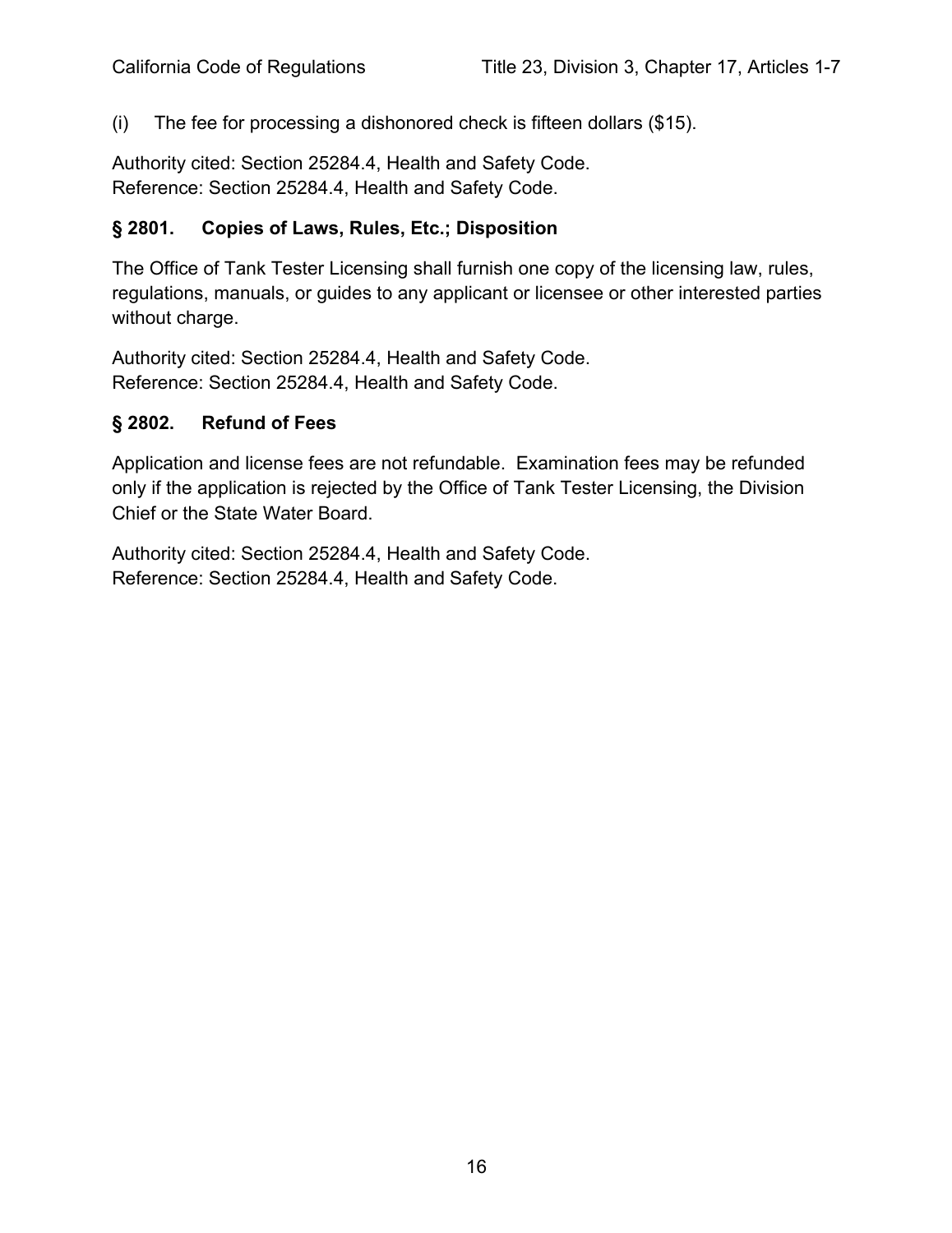(i) The fee for processing a dishonored check is fifteen dollars ($15).

Authority cited: Section 25284.4, Health and Safety Code.
Reference: Section 25284.4, Health and Safety Code.

### § 2801. Copies of Laws, Rules, Etc.; Disposition

The Office of Tank Tester Licensing shall furnish one copy of the licensing law, rules, regulations, manuals, or guides to any applicant or licensee or other interested parties without charge.

Authority cited: Section 25284.4, Health and Safety Code.
Reference: Section 25284.4, Health and Safety Code.

### § 2802. Refund of Fees

Application and license fees are not refundable. Examination fees may be refunded only if the application is rejected by the Office of Tank Tester Licensing, the Division Chief or the State Water Board.

Authority cited: Section 25284.4, Health and Safety Code.
Reference: Section 25284.4, Health and Safety Code.